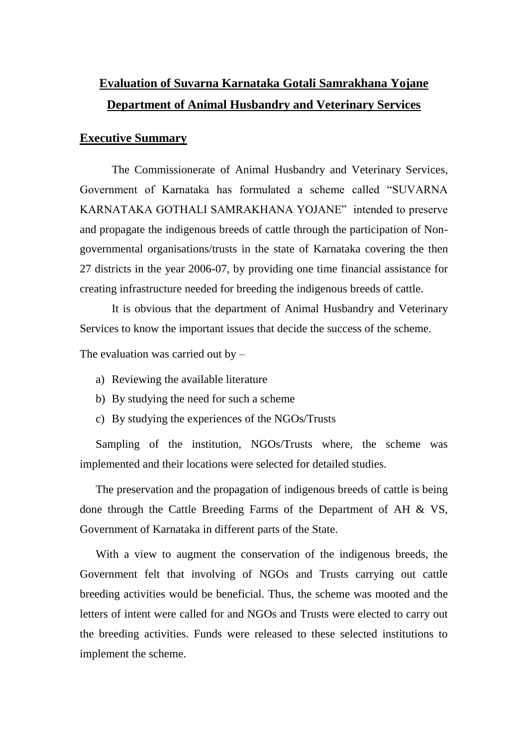# Evaluation of Suvarna Karnataka Gotali Samrakhana Yojane

# Department of Animal Husbandry and Veterinary Services

## Executive Summary

The Commissionerate of Animal Husbandry and Veterinary Services, Government of Karnataka has formulated a scheme called "SUVARNA KARNATAKA GOTHALI SAMRAKHANA YOJANE" intended to preserve and propagate the indigenous breeds of cattle through the participation of Non-governmental organisations/trusts in the state of Karnataka covering the then 27 districts in the year 2006-07, by providing one time financial assistance for creating infrastructure needed for breeding the indigenous breeds of cattle.

It is obvious that the department of Animal Husbandry and Veterinary Services to know the important issues that decide the success of the scheme.

The evaluation was carried out by –

a) Reviewing the available literature
b) By studying the need for such a scheme
c) By studying the experiences of the NGOs/Trusts

Sampling of the institution, NGOs/Trusts where, the scheme was implemented and their locations were selected for detailed studies.

The preservation and the propagation of indigenous breeds of cattle is being done through the Cattle Breeding Farms of the Department of AH & VS, Government of Karnataka in different parts of the State.

With a view to augment the conservation of the indigenous breeds, the Government felt that involving of NGOs and Trusts carrying out cattle breeding activities would be beneficial. Thus, the scheme was mooted and the letters of intent were called for and NGOs and Trusts were elected to carry out the breeding activities. Funds were released to these selected institutions to implement the scheme.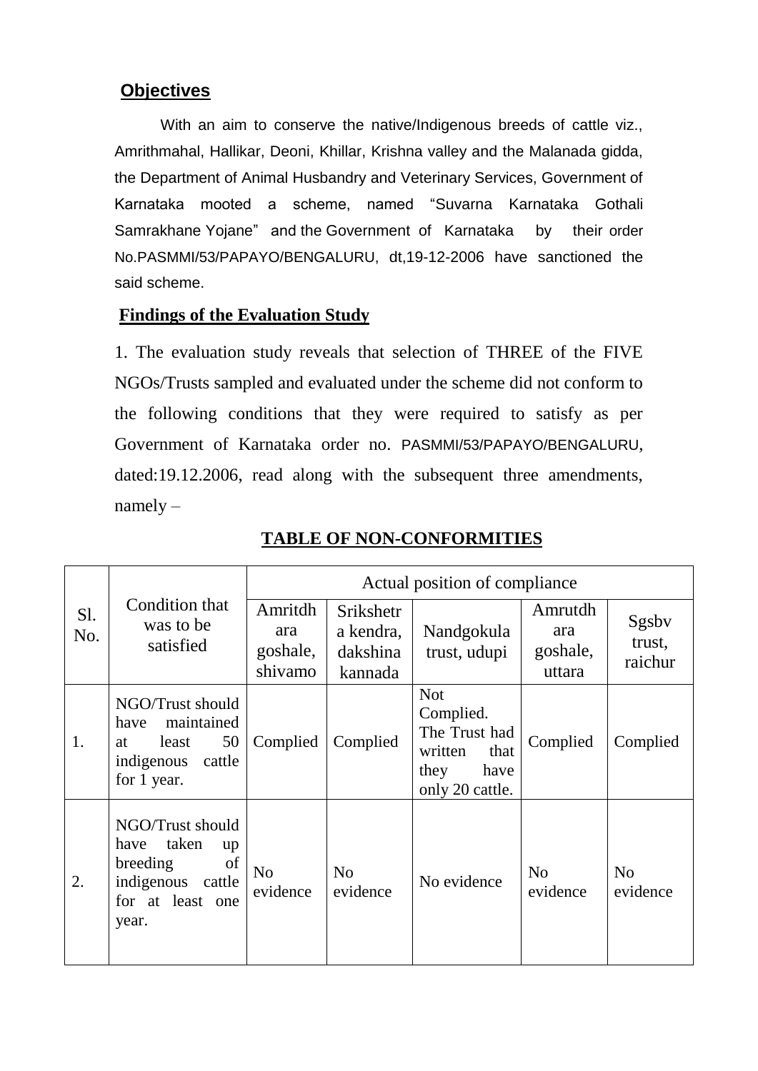## Objectives

With an aim to conserve the native/Indigenous breeds of cattle viz., Amrithmahal, Hallikar, Deoni, Khillar, Krishna valley and the Malanada gidda, the Department of Animal Husbandry and Veterinary Services, Government of Karnataka mooted a scheme, named "Suvarna Karnataka Gothali Samrakhane Yojane" and the Government of Karnataka by their order No.PASMMI/53/PAPAYO/BENGALURU, dt,19-12-2006 have sanctioned the said scheme.

## Findings of the Evaluation Study

1. The evaluation study reveals that selection of THREE of the FIVE NGOs/Trusts sampled and evaluated under the scheme did not conform to the following conditions that they were required to satisfy as per Government of Karnataka order no. PASMMI/53/PAPAYO/BENGALURU, dated:19.12.2006, read along with the subsequent three amendments, namely –

### TABLE OF NON-CONFORMITIES

| Sl. No. | Condition that was to be satisfied | Actual position of compliance | | | | |
|---|---|---|---|---|---|---|
| | | Amritdhara goshale, shivamo | Srikshetra kendra, dakshina kannada | Nandgokula trust, udupi | Amrutdhara goshale, uttara | Sgsbv trust, raichur |
| 1. | NGO/Trust should have maintained at least 50 indigenous cattle for 1 year. | Complied | Complied | Not Complied. The Trust had written that they have only 20 cattle. | Complied | Complied |
| 2. | NGO/Trust should have taken up breeding of indigenous cattle for at least one year. | No evidence | No evidence | No evidence | No evidence | No evidence |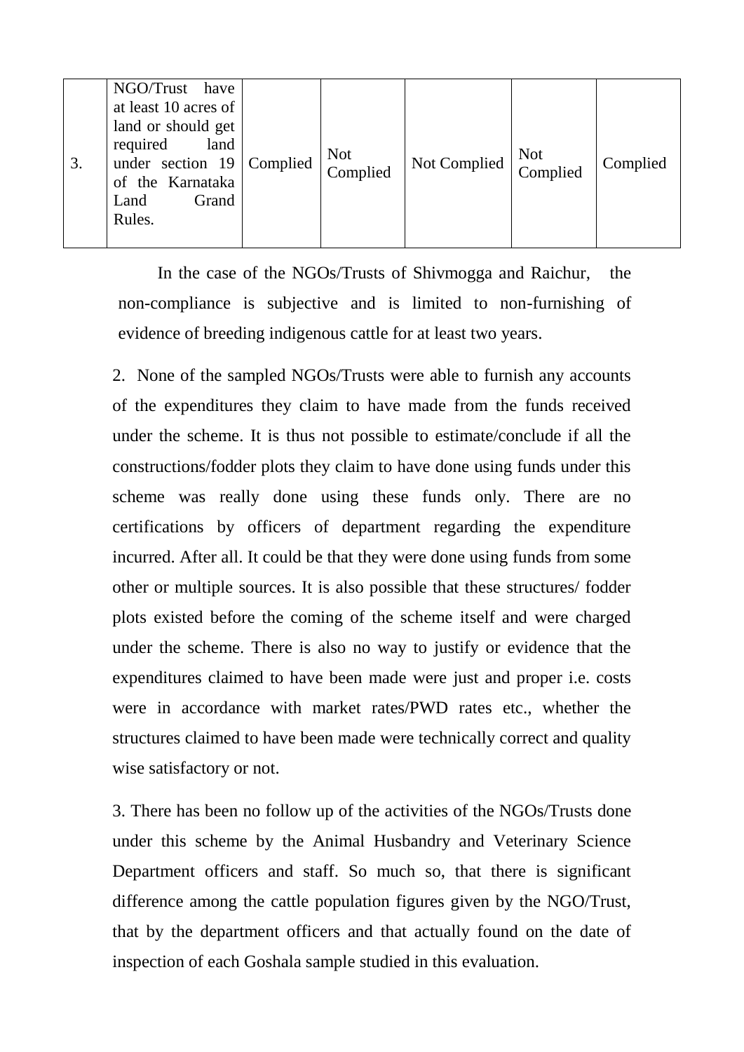| 3. | NGO/Trust have at least 10 acres of land or should get required land under section 19 of the Karnataka Land Grand Rules. | Complied | Not Complied | Not Complied | Not Complied | Complied |
|---|---|---|---|---|---|---|

In the case of the NGOs/Trusts of Shivmogga and Raichur, the non-compliance is subjective and is limited to non-furnishing of evidence of breeding indigenous cattle for at least two years.

2. None of the sampled NGOs/Trusts were able to furnish any accounts of the expenditures they claim to have made from the funds received under the scheme. It is thus not possible to estimate/conclude if all the constructions/fodder plots they claim to have done using funds under this scheme was really done using these funds only. There are no certifications by officers of department regarding the expenditure incurred. After all. It could be that they were done using funds from some other or multiple sources. It is also possible that these structures/ fodder plots existed before the coming of the scheme itself and were charged under the scheme. There is also no way to justify or evidence that the expenditures claimed to have been made were just and proper i.e. costs were in accordance with market rates/PWD rates etc., whether the structures claimed to have been made were technically correct and quality wise satisfactory or not.

3. There has been no follow up of the activities of the NGOs/Trusts done under this scheme by the Animal Husbandry and Veterinary Science Department officers and staff. So much so, that there is significant difference among the cattle population figures given by the NGO/Trust, that by the department officers and that actually found on the date of inspection of each Goshala sample studied in this evaluation.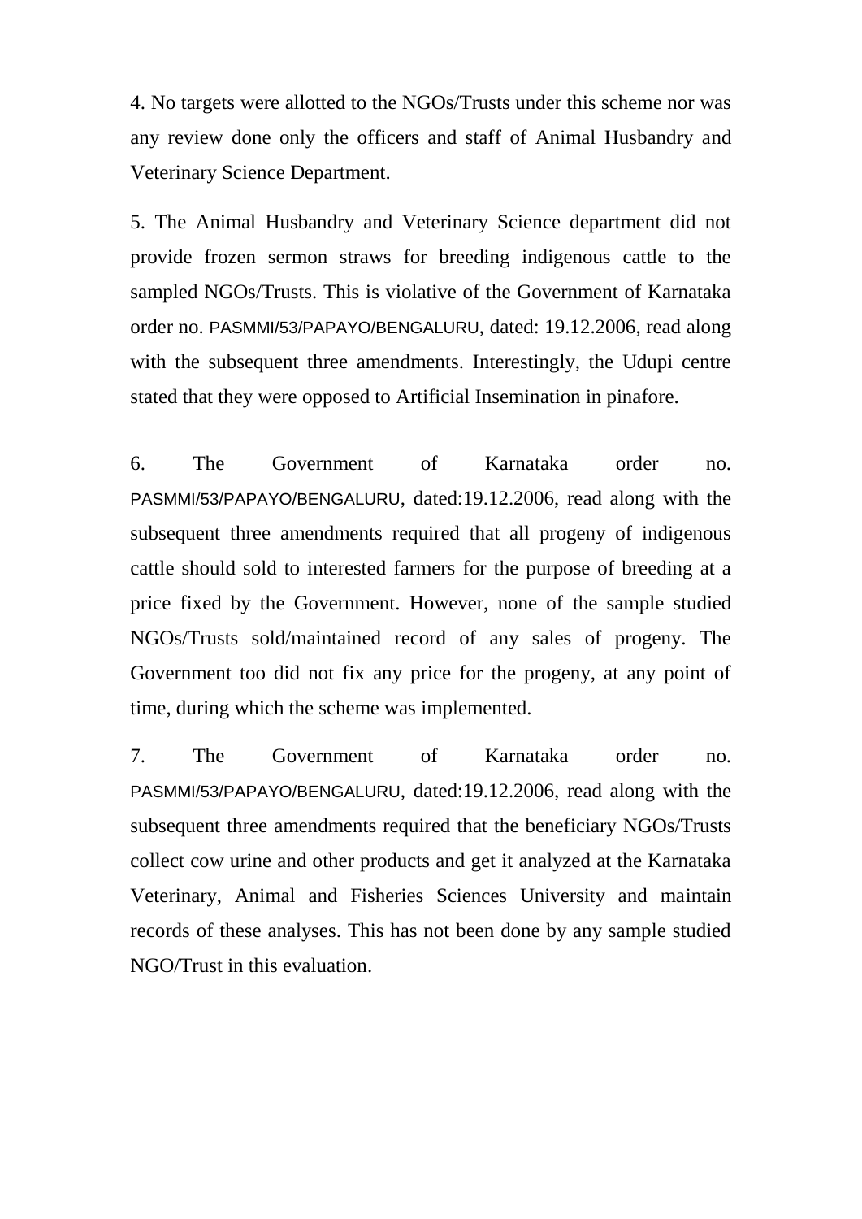4. No targets were allotted to the NGOs/Trusts under this scheme nor was any review done only the officers and staff of Animal Husbandry and Veterinary Science Department.

5. The Animal Husbandry and Veterinary Science department did not provide frozen sermon straws for breeding indigenous cattle to the sampled NGOs/Trusts. This is violative of the Government of Karnataka order no. PASMMI/53/PAPAYO/BENGALURU, dated: 19.12.2006, read along with the subsequent three amendments. Interestingly, the Udupi centre stated that they were opposed to Artificial Insemination in pinafore.

6. The Government of Karnataka order no. PASMMI/53/PAPAYO/BENGALURU, dated:19.12.2006, read along with the subsequent three amendments required that all progeny of indigenous cattle should sold to interested farmers for the purpose of breeding at a price fixed by the Government. However, none of the sample studied NGOs/Trusts sold/maintained record of any sales of progeny. The Government too did not fix any price for the progeny, at any point of time, during which the scheme was implemented.

7. The Government of Karnataka order no. PASMMI/53/PAPAYO/BENGALURU, dated:19.12.2006, read along with the subsequent three amendments required that the beneficiary NGOs/Trusts collect cow urine and other products and get it analyzed at the Karnataka Veterinary, Animal and Fisheries Sciences University and maintain records of these analyses. This has not been done by any sample studied NGO/Trust in this evaluation.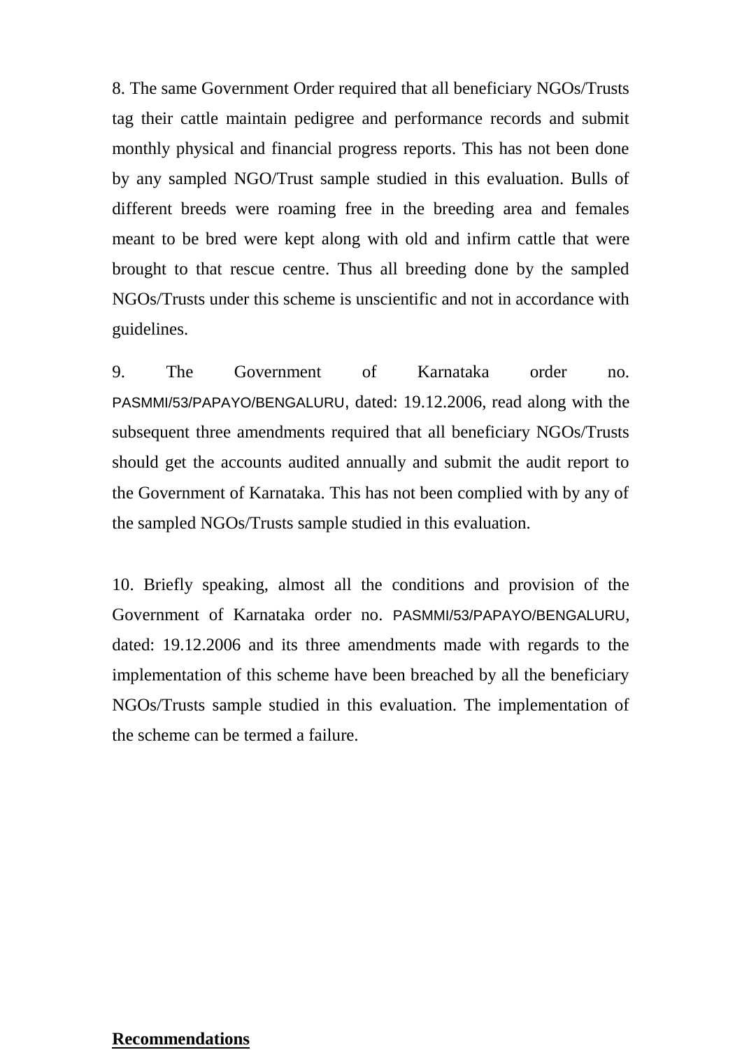8. The same Government Order required that all beneficiary NGOs/Trusts tag their cattle maintain pedigree and performance records and submit monthly physical and financial progress reports. This has not been done by any sampled NGO/Trust sample studied in this evaluation. Bulls of different breeds were roaming free in the breeding area and females meant to be bred were kept along with old and infirm cattle that were brought to that rescue centre. Thus all breeding done by the sampled NGOs/Trusts under this scheme is unscientific and not in accordance with guidelines.

9. The Government of Karnataka order no. PASMMI/53/PAPAYO/BENGALURU, dated: 19.12.2006, read along with the subsequent three amendments required that all beneficiary NGOs/Trusts should get the accounts audited annually and submit the audit report to the Government of Karnataka. This has not been complied with by any of the sampled NGOs/Trusts sample studied in this evaluation.

10. Briefly speaking, almost all the conditions and provision of the Government of Karnataka order no. PASMMI/53/PAPAYO/BENGALURU, dated: 19.12.2006 and its three amendments made with regards to the implementation of this scheme have been breached by all the beneficiary NGOs/Trusts sample studied in this evaluation. The implementation of the scheme can be termed a failure.

## **Recommendations**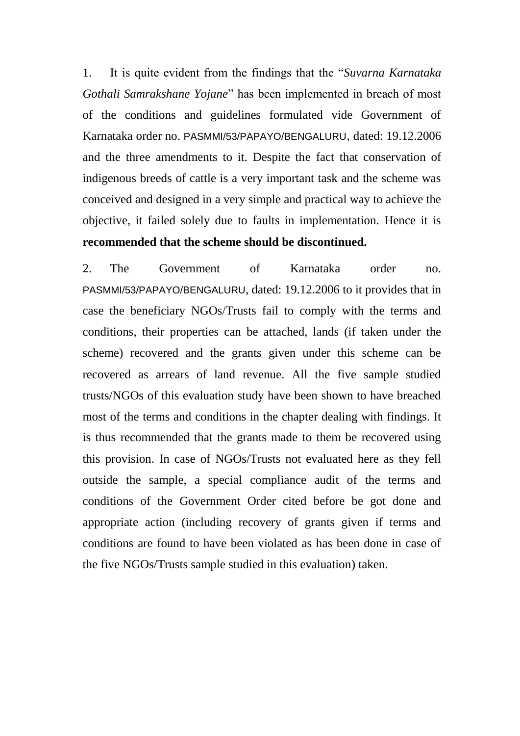1. It is quite evident from the findings that the "*Suvarna Karnataka Gothali Samrakshane Yojane*" has been implemented in breach of most of the conditions and guidelines formulated vide Government of Karnataka order no. PASMMI/53/PAPAYO/BENGALURU, dated: 19.12.2006 and the three amendments to it. Despite the fact that conservation of indigenous breeds of cattle is a very important task and the scheme was conceived and designed in a very simple and practical way to achieve the objective, it failed solely due to faults in implementation. Hence it is **recommended that the scheme should be discontinued.**

2. The Government of Karnataka order no. PASMMI/53/PAPAYO/BENGALURU, dated: 19.12.2006 to it provides that in case the beneficiary NGOs/Trusts fail to comply with the terms and conditions, their properties can be attached, lands (if taken under the scheme) recovered and the grants given under this scheme can be recovered as arrears of land revenue. All the five sample studied trusts/NGOs of this evaluation study have been shown to have breached most of the terms and conditions in the chapter dealing with findings. It is thus recommended that the grants made to them be recovered using this provision. In case of NGOs/Trusts not evaluated here as they fell outside the sample, a special compliance audit of the terms and conditions of the Government Order cited before be got done and appropriate action (including recovery of grants given if terms and conditions are found to have been violated as has been done in case of the five NGOs/Trusts sample studied in this evaluation) taken.